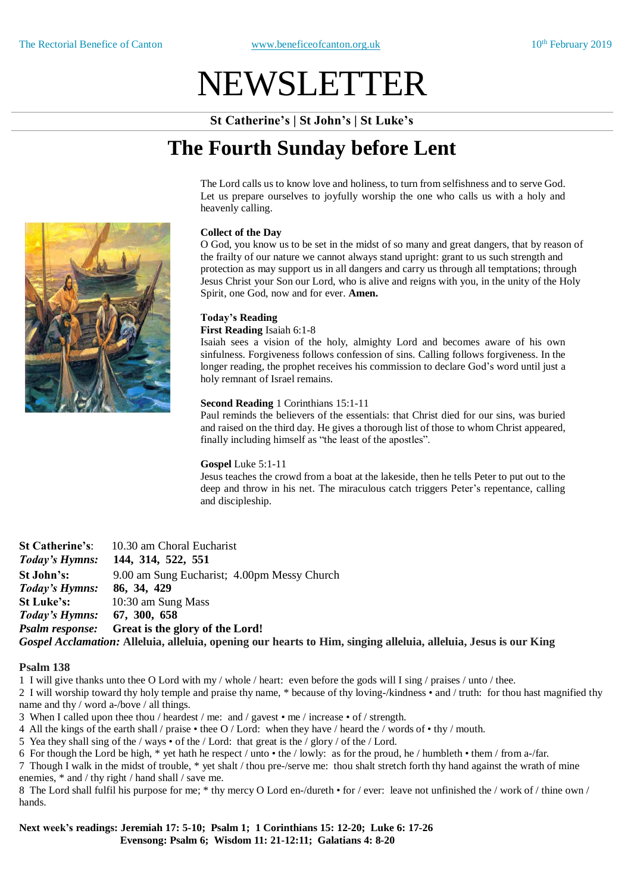# NEWSLETTER

**St Catherine's | St John's | St Luke's**

## The Fourth Sunday before Lent

The Lord calls us to know love and holiness, to turn from selfishness and to serve God. Let us prepare ourselves to joyfully worship the one who calls us with a holy and heavenly calling.

**Collect of the Day**

O God, you know us to be set in the midst of so many and great dangers, that by reason of the frailty of our nature we cannot always stand upright: grant to us such strength and protection as may support us in all dangers and carry us through all temptations; through Jesus Christ your Son our Lord, who is alive and reigns with you, in the unity of the Holy Spirit, one God, now and for ever. **Amen.**

**Today's Reading**

**First Reading** Isaiah 6:1-8

Isaiah sees a vision of the holy, almighty Lord and becomes aware of his own sinfulness. Forgiveness follows confession of sins. Calling follows forgiveness. In the longer reading, the prophet receives his commission to declare God's word until just a holy remnant of Israel remains.

**Second Reading** 1 Corinthians 15:1-11

Paul reminds the believers of the essentials: that Christ died for our sins, was buried and raised on the third day. He gives a thorough list of those to whom Christ appeared, finally including himself as "the least of the apostles".

**Gospel** Luke 5:1-11

Jesus teaches the crowd from a boat at the lakeside, then he tells Peter to put out to the deep and throw in his net. The miraculous catch triggers Peter's repentance, calling and discipleship.

**St Catherine's**: 10.30 am Choral Eucharist
***Today's Hymns:*** **144, 314, 522, 551**
**St John's:** 9.00 am Sung Eucharist; 4.00pm Messy Church
***Today's Hymns:*** **86, 34, 429**
**St Luke's:** 10:30 am Sung Mass
***Today's Hymns:*** **67, 300, 658**
***Psalm response:*** **Great is the glory of the Lord!**
***Gospel Acclamation:*** **Alleluia, alleluia, opening our hearts to Him, singing alleluia, alleluia, Jesus is our King**

### Psalm 138

1 I will give thanks unto thee O Lord with my / whole / heart: even before the gods will I sing / praises / unto / thee.
2 I will worship toward thy holy temple and praise thy name, * because of thy loving-/kindness • and / truth: for thou hast magnified thy name and thy / word a-/bove / all things.
3 When I called upon thee thou / heardest / me: and / gavest • me / increase • of / strength.
4 All the kings of the earth shall / praise • thee O / Lord: when they have / heard the / words of • thy / mouth.
5 Yea they shall sing of the / ways • of the / Lord: that great is the / glory / of the / Lord.
6 For though the Lord be high, * yet hath he respect / unto • the / lowly: as for the proud, he / humbleth • them / from a-/far.
7 Though I walk in the midst of trouble, * yet shalt / thou pre-/serve me: thou shalt stretch forth thy hand against the wrath of mine enemies, * and / thy right / hand shall / save me.
8 The Lord shall fulfil his purpose for me; * thy mercy O Lord en-/dureth • for / ever: leave not unfinished the / work of / thine own / hands.

**Next week's readings: Jeremiah 17: 5-10; Psalm 1; 1 Corinthians 15: 12-20; Luke 6: 17-26**
**Evensong: Psalm 6; Wisdom 11: 21-12:11; Galatians 4: 8-20**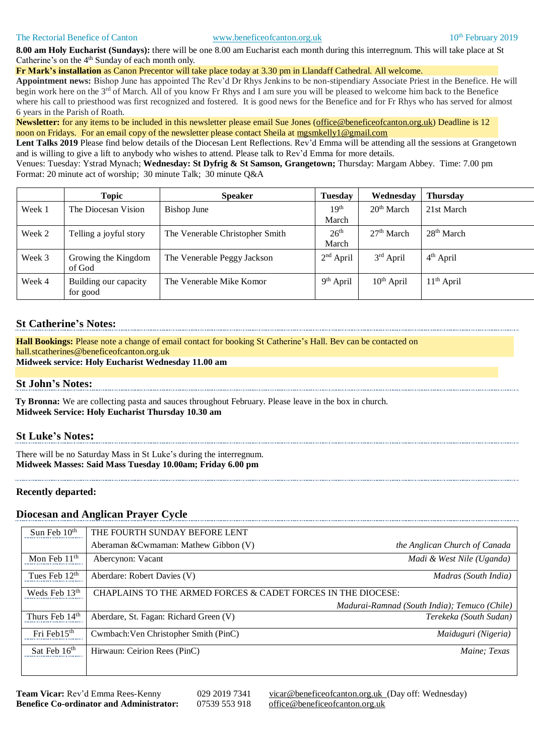**8.00 am Holy Eucharist (Sundays):** there will be one 8.00 am Eucharist each month during this interregnum. This will take place at St Catherine's on the 4th Sunday of each month only.

**Fr Mark's installation** as Canon Precentor will take place today at 3.30 pm in Llandaff Cathedral. All welcome.

**Appointment news:** Bishop June has appointed The Rev'd Dr Rhys Jenkins to be non-stipendiary Associate Priest in the Benefice. He will begin work here on the 3rd of March. All of you know Fr Rhys and I am sure you will be pleased to welcome him back to the Benefice where his call to priesthood was first recognized and fostered. It is good news for the Benefice and for Fr Rhys who has served for almost 6 years in the Parish of Roath.

**Newsletter:** for any items to be included in this newsletter please email Sue Jones (office@beneficeofcanton.org.uk) Deadline is 12 noon on Fridays. For an email copy of the newsletter please contact Sheila at mgsmkelly1@gmail.com

**Lent Talks 2019** Please find below details of the Diocesan Lent Reflections. Rev'd Emma will be attending all the sessions at Grangetown and is willing to give a lift to anybody who wishes to attend. Please talk to Rev'd Emma for more details.

Venues: Tuesday: Ystrad Mynach; **Wednesday: St Dyfrig & St Samson, Grangetown;** Thursday: Margam Abbey. Time: 7.00 pm

Format: 20 minute act of worship; 30 minute Talk; 30 minute Q&A

| | Topic | Speaker | Tuesday | Wednesday | Thursday |
|---|---|---|---|---|---|
| Week 1 | The Diocesan Vision | Bishop June | 19th March | 20th March | 21st March |
| Week 2 | Telling a joyful story | The Venerable Christopher Smith | 26th March | 27th March | 28th March |
| Week 3 | Growing the Kingdom of God | The Venerable Peggy Jackson | 2nd April | 3rd April | 4th April |
| Week 4 | Building our capacity for good | The Venerable Mike Komor | 9th April | 10th April | 11th April |

## St Catherine's Notes:

**Hall Bookings:** Please note a change of email contact for booking St Catherine's Hall. Bev can be contacted on hall.stcatherines@beneficeofcanton.org.uk

**Midweek service: Holy Eucharist Wednesday 11.00 am**

## St John's Notes:

**Ty Bronna:** We are collecting pasta and sauces throughout February. Please leave in the box in church.

**Midweek Service: Holy Eucharist Thursday 10.30 am**

## St Luke's Notes:

There will be no Saturday Mass in St Luke's during the interregnum.

**Midweek Masses: Said Mass Tuesday 10.00am; Friday 6.00 pm**

**Recently departed:**

## Diocesan and Anglican Prayer Cycle

| | | |
|---|---|---|
| Sun Feb 10th | THE FOURTH SUNDAY BEFORE LENT | |
| | Aberaman &Cwmaman: Mathew Gibbon (V) | *the Anglican Church of Canada* |
| Mon Feb 11th | Abercynon: Vacant | *Madi & West Nile (Uganda)* |
| Tues Feb 12th | Aberdare: Robert Davies (V) | *Madras (South India)* |
| Weds Feb 13th | CHAPLAINS TO THE ARMED FORCES & CADET FORCES IN THE DIOCESE: | *Madurai-Ramnad (South India); Temuco (Chile)* |
| Thurs Feb 14th | Aberdare, St. Fagan: Richard Green (V) | *Terekeka (South Sudan)* |
| Fri Feb15th | Cwmbach:Ven Christopher Smith (PinC) | *Maiduguri (Nigeria)* |
| Sat Feb 16th | Hirwaun: Ceirion Rees (PinC) | *Maine; Texas* |

**Team Vicar:** Rev'd Emma Rees-Kenny 029 2019 7341 vicar@beneficeofcanton.org.uk (Day off: Wednesday)

**Benefice Co-ordinator and Administrator:** 07539 553 918 office@beneficeofcanton.org.uk